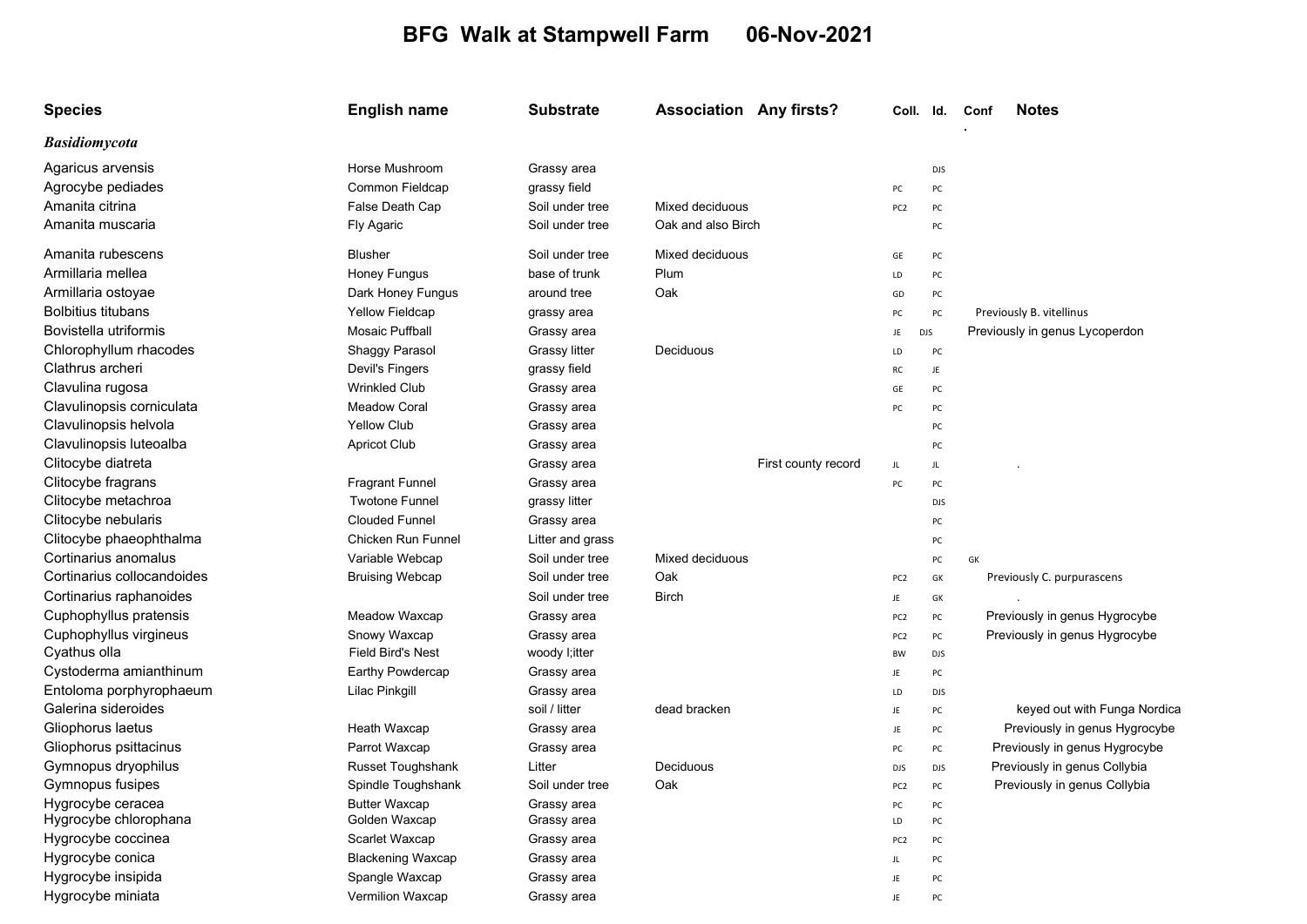# BFG Walk at Stampwell Farm 06-Nov-2021

| Species | English name | Substrate | Association | Any firsts? | Coll. | Id. | Conf | Notes |
|---|---|---|---|---|---|---|---|---|
| ***Basidiomycota*** | | | | | | | | |
| Agaricus arvensis | Horse Mushroom | Grassy area | | | | DJS | | |
| Agrocybe pediades | Common Fieldcap | grassy field | | | PC | PC | | |
| Amanita citrina | False Death Cap | Soil under tree | Mixed deciduous | | PC2 | PC | | |
| Amanita muscaria | Fly Agaric | Soil under tree | Oak and also Birch | | | PC | | |
| Amanita rubescens | Blusher | Soil under tree | Mixed deciduous | | GE | PC | | |
| Armillaria mellea | Honey Fungus | base of trunk | Plum | | LD | PC | | |
| Armillaria ostoyae | Dark Honey Fungus | around tree | Oak | | GD | PC | | |
| Bolbitius titubans | Yellow Fieldcap | grassy area | | | PC | PC | | Previously B. vitellinus |
| Bovistella utriformis | Mosaic Puffball | Grassy area | | | JE | DJS | | Previously in genus Lycoperdon |
| Chlorophyllum rhacodes | Shaggy Parasol | Grassy litter | Deciduous | | LD | PC | | |
| Clathrus archeri | Devil's Fingers | grassy field | | | RC | JE | | |
| Clavulina rugosa | Wrinkled Club | Grassy area | | | GE | PC | | |
| Clavulinopsis corniculata | Meadow Coral | Grassy area | | | PC | PC | | |
| Clavulinopsis helvola | Yellow Club | Grassy area | | | | PC | | |
| Clavulinopsis luteoalba | Apricot Club | Grassy area | | | | PC | | |
| Clitocybe diatreta | | Grassy area | | First county record | JL | JL | | . |
| Clitocybe fragrans | Fragrant Funnel | Grassy area | | | PC | PC | | |
| Clitocybe metachroa | Twotone Funnel | grassy litter | | | | DJS | | |
| Clitocybe nebularis | Clouded Funnel | Grassy area | | | | PC | | |
| Clitocybe phaeophthalma | Chicken Run Funnel | Litter and grass | | | | PC | | |
| Cortinarius anomalus | Variable Webcap | Soil under tree | Mixed deciduous | | | PC | GK | |
| Cortinarius collocandoides | Bruising Webcap | Soil under tree | Oak | | PC2 | GK | | Previously C. purpurascens |
| Cortinarius raphanoides | | Soil under tree | Birch | | JE | GK | | . |
| Cuphophyllus pratensis | Meadow Waxcap | Grassy area | | | PC2 | PC | | Previously in genus Hygrocybe |
| Cuphophyllus virgineus | Snowy Waxcap | Grassy area | | | PC2 | PC | | Previously in genus Hygrocybe |
| Cyathus olla | Field Bird's Nest | woody l;itter | | | BW | DJS | | |
| Cystoderma amianthinum | Earthy Powdercap | Grassy area | | | JE | PC | | |
| Entoloma porphyrophaeum | Lilac Pinkgill | Grassy area | | | LD | DJS | | |
| Galerina sideroides | | soil / litter | dead bracken | | JE | PC | | keyed out with Funga Nordica |
| Gliophorus laetus | Heath Waxcap | Grassy area | | | JE | PC | | Previously in genus Hygrocybe |
| Gliophorus psittacinus | Parrot Waxcap | Grassy area | | | PC | PC | | Previously in genus Hygrocybe |
| Gymnopus dryophilus | Russet Toughshank | Litter | Deciduous | | DJS | DJS | | Previously in genus Collybia |
| Gymnopus fusipes | Spindle Toughshank | Soil under tree | Oak | | PC2 | PC | | Previously in genus Collybia |
| Hygrocybe ceracea | Butter Waxcap | Grassy area | | | PC | PC | | |
| Hygrocybe chlorophana | Golden Waxcap | Grassy area | | | LD | PC | | |
| Hygrocybe coccinea | Scarlet Waxcap | Grassy area | | | PC2 | PC | | |
| Hygrocybe conica | Blackening Waxcap | Grassy area | | | JL | PC | | |
| Hygrocybe insipida | Spangle Waxcap | Grassy area | | | JE | PC | | |
| Hygrocybe miniata | Vermilion Waxcap | Grassy area | | | JE | PC | | |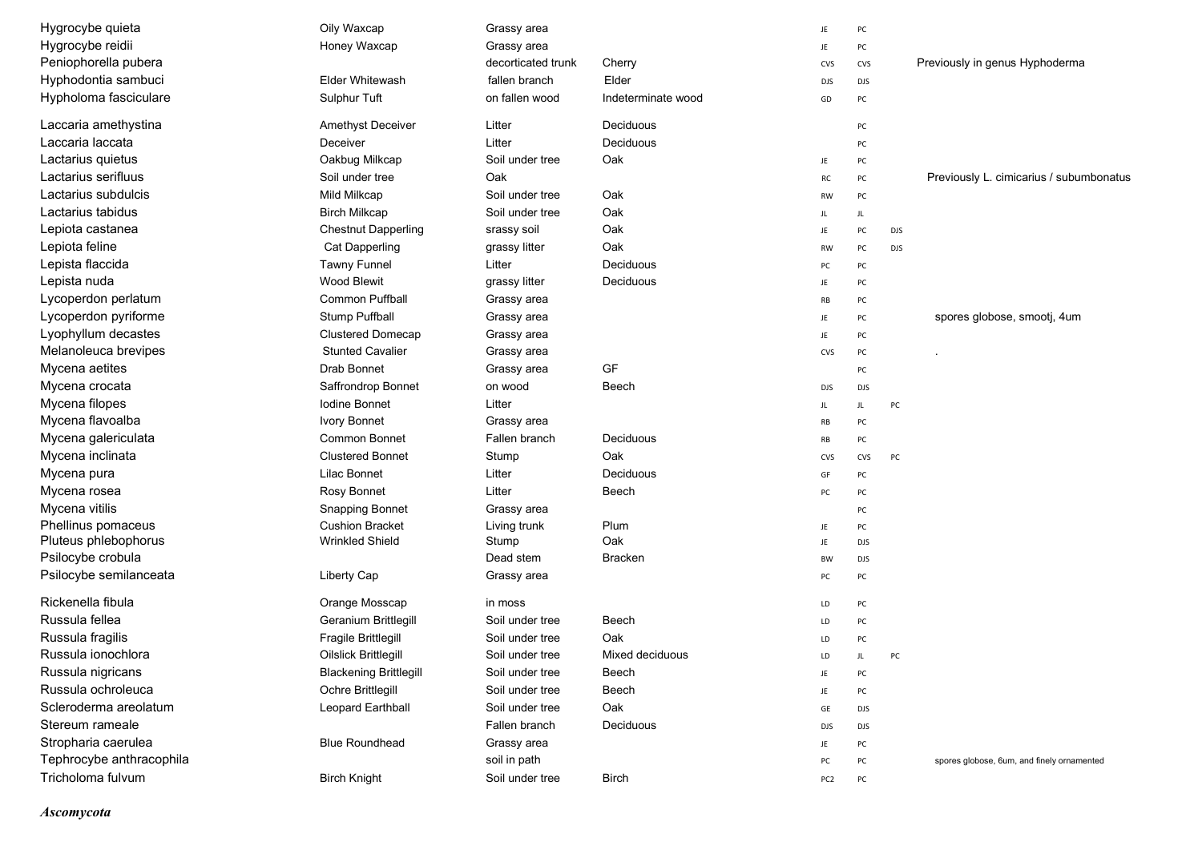| | | | | | | | |
|---|---|---|---|---|---|---|---|
| Hygrocybe quieta | Oily Waxcap | Grassy area | | JE | PC | | |
| Hygrocybe reidii | Honey Waxcap | Grassy area | | JE | PC | | |
| Peniophorella pubera | | decorticated trunk | Cherry | CVS | CVS | | Previously in genus Hyphoderma |
| Hyphodontia sambuci | Elder Whitewash | fallen branch | Elder | DJS | DJS | | |
| Hypholoma fasciculare | Sulphur Tuft | on fallen wood | Indeterminate wood | GD | PC | | |
| Laccaria amethystina | Amethyst Deceiver | Litter | Deciduous | | PC | | |
| Laccaria laccata | Deceiver | Litter | Deciduous | | PC | | |
| Lactarius quietus | Oakbug Milkcap | Soil under tree | Oak | JE | PC | | |
| Lactarius serifluus | Soil under tree | Oak | | RC | PC | | Previously L. cimicarius / subumbonatus |
| Lactarius subdulcis | Mild Milkcap | Soil under tree | Oak | RW | PC | | |
| Lactarius tabidus | Birch Milkcap | Soil under tree | Oak | JL | JL | | |
| Lepiota castanea | Chestnut Dapperling | srassy soil | Oak | JE | PC | DJS | |
| Lepiota feline | Cat Dapperling | grassy litter | Oak | RW | PC | DJS | |
| Lepista flaccida | Tawny Funnel | Litter | Deciduous | PC | PC | | |
| Lepista nuda | Wood Blewit | grassy litter | Deciduous | JE | PC | | |
| Lycoperdon perlatum | Common Puffball | Grassy area | | RB | PC | | |
| Lycoperdon pyriforme | Stump Puffball | Grassy area | | JE | PC | | spores globose, smootj, 4um |
| Lyophyllum decastes | Clustered Domecap | Grassy area | | JE | PC | | |
| Melanoleuca brevipes | Stunted Cavalier | Grassy area | | CVS | PC | | . |
| Mycena aetites | Drab Bonnet | Grassy area | GF | | PC | | |
| Mycena crocata | Saffrondrop Bonnet | on wood | Beech | DJS | DJS | | |
| Mycena filopes | Iodine Bonnet | Litter | | JL | JL | PC | |
| Mycena flavoalba | Ivory Bonnet | Grassy area | | RB | PC | | |
| Mycena galericulata | Common Bonnet | Fallen branch | Deciduous | RB | PC | | |
| Mycena inclinata | Clustered Bonnet | Stump | Oak | CVS | CVS | PC | |
| Mycena pura | Lilac Bonnet | Litter | Deciduous | GF | PC | | |
| Mycena rosea | Rosy Bonnet | Litter | Beech | PC | PC | | |
| Mycena vitilis | Snapping Bonnet | Grassy area | | | PC | | |
| Phellinus pomaceus | Cushion Bracket | Living trunk | Plum | JE | PC | | |
| Pluteus phlebophorus | Wrinkled Shield | Stump | Oak | JE | DJS | | |
| Psilocybe crobula | | Dead stem | Bracken | BW | DJS | | |
| Psilocybe semilanceata | Liberty Cap | Grassy area | | PC | PC | | |
| Rickenella fibula | Orange Mosscap | in moss | | LD | PC | | |
| Russula fellea | Geranium Brittlegill | Soil under tree | Beech | LD | PC | | |
| Russula fragilis | Fragile Brittlegill | Soil under tree | Oak | LD | PC | | |
| Russula ionochlora | Oilslick Brittlegill | Soil under tree | Mixed deciduous | LD | JL | PC | |
| Russula nigricans | Blackening Brittlegill | Soil under tree | Beech | JE | PC | | |
| Russula ochroleuca | Ochre Brittlegill | Soil under tree | Beech | JE | PC | | |
| Scleroderma areolatum | Leopard Earthball | Soil under tree | Oak | GE | DJS | | |
| Stereum rameale | | Fallen branch | Deciduous | DJS | DJS | | |
| Stropharia caerulea | Blue Roundhead | Grassy area | | JE | PC | | |
| Tephrocybe anthracophila | | soil in path | | PC | PC | | spores globose, 6um, and finely ornamented |
| Tricholoma fulvum | Birch Knight | Soil under tree | Birch | PC2 | PC | | |

***Ascomycota***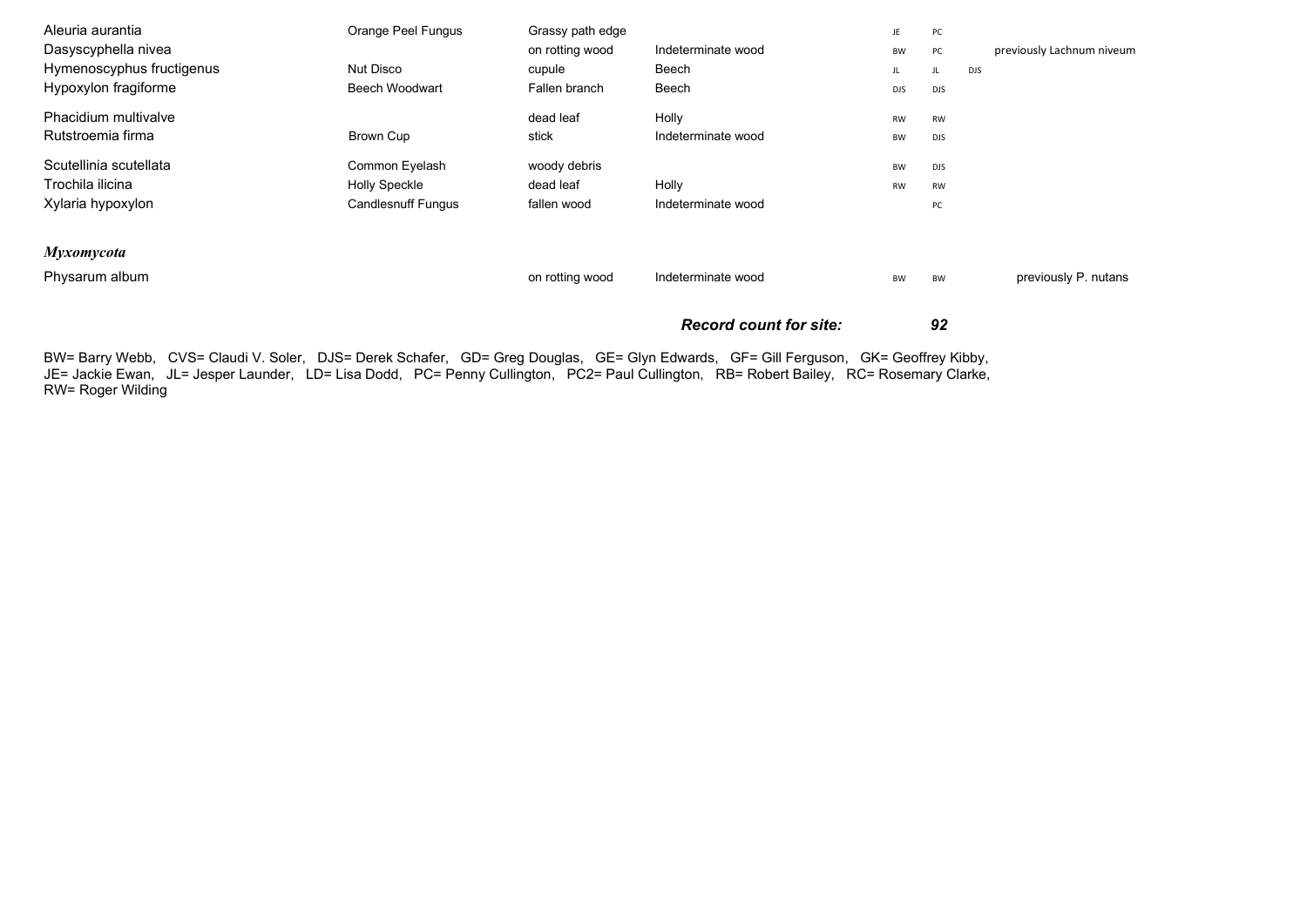| | | | | | | | |
|---|---|---|---|---|---|---|---|
| Aleuria aurantia | Orange Peel Fungus | Grassy path edge | | JE | PC | | |
| Dasyscyphella nivea | | on rotting wood | Indeterminate wood | BW | PC | | previously Lachnum niveum |
| Hymenoscyphus fructigenus | Nut Disco | cupule | Beech | JL | JL | DJS | |
| Hypoxylon fragiforme | Beech Woodwart | Fallen branch | Beech | DJS | DJS | | |
| Phacidium multivalve | | dead leaf | Holly | RW | RW | | |
| Rutstroemia firma | Brown Cup | stick | Indeterminate wood | BW | DJS | | |
| Scutellinia scutellata | Common Eyelash | woody debris | | BW | DJS | | |
| Trochila ilicina | Holly Speckle | dead leaf | Holly | RW | RW | | |
| Xylaria hypoxylon | Candlesnuff Fungus | fallen wood | Indeterminate wood | | PC | | |

***Myxomycota***

| | | | | | | | |
|---|---|---|---|---|---|---|---|
| Physarum album | | on rotting wood | Indeterminate wood | BW | BW | | previously P. nutans |

***Record count for site:*** ***92***

BW= Barry Webb, CVS= Claudi V. Soler, DJS= Derek Schafer, GD= Greg Douglas, GE= Glyn Edwards, GF= Gill Ferguson, GK= Geoffrey Kibby, JE= Jackie Ewan, JL= Jesper Launder, LD= Lisa Dodd, PC= Penny Cullington, PC2= Paul Cullington, RB= Robert Bailey, RC= Rosemary Clarke, RW= Roger Wilding